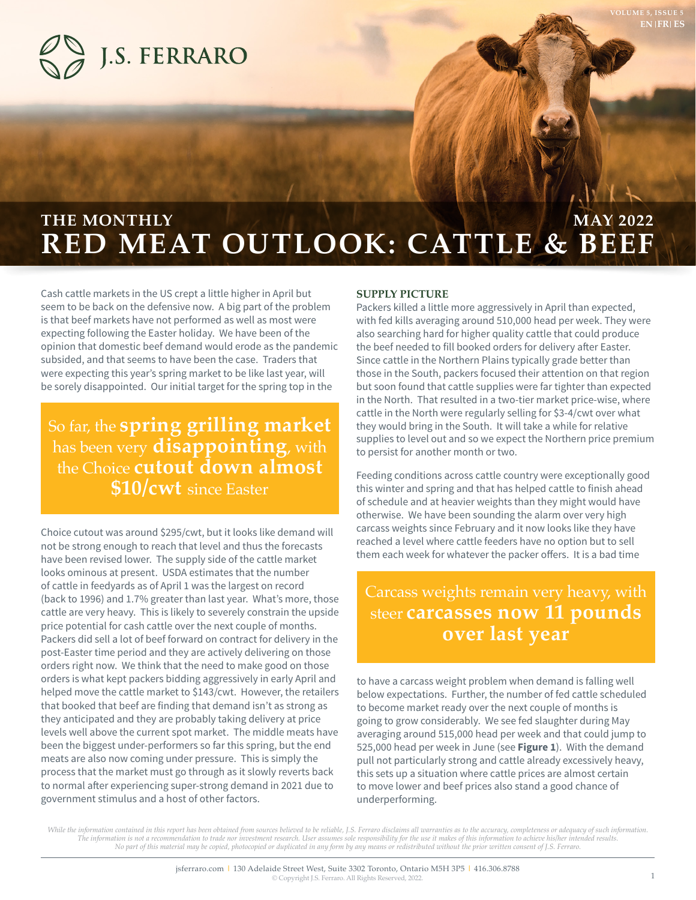J.S. FERRARO

# THE MONTHLY RED MEAT OUTLOOK: CATTLE & BEEF

MAY 2022

Cash cattle markets in the US crept a little higher in April but seem to be back on the defensive now. A big part of the problem is that beef markets have not performed as well as most were expecting following the Easter holiday. We have been of the opinion that domestic beef demand would erode as the pandemic subsided, and that seems to have been the case. Traders that were expecting this year's spring market to be like last year, will be sorely disappointed. Our initial target for the spring top in the Choice cutout was around $295/cwt, but it looks like demand will not be strong enough to reach that level and thus the forecasts have been revised lower. The supply side of the cattle market looks ominous at present. USDA estimates that the number of cattle in feedyards as of April 1 was the largest on record (back to 1996) and 1.7% greater than last year. What's more, those cattle are very heavy. This is likely to severely constrain the upside price potential for cash cattle over the next couple of months. Packers did sell a lot of beef forward on contract for delivery in the post-Easter time period and they are actively delivering on those orders right now. We think that the need to make good on those orders is what kept packers bidding aggressively in early April and helped move the cattle market to $143/cwt. However, the retailers that booked that beef are finding that demand isn't as strong as they anticipated and they are probably taking delivery at price levels well above the current spot market. The middle meats have been the biggest under-performers so far this spring, but the end meats are also now coming under pressure. This is simply the process that the market must go through as it slowly reverts back to normal after experiencing super-strong demand in 2021 due to government stimulus and a host of other factors.

> So far, the **spring grilling market** has been very **disappointing**, with the Choice **cutout down almost $10/cwt** since Easter

### SUPPLY PICTURE

Packers killed a little more aggressively in April than expected, with fed kills averaging around 510,000 head per week. They were also searching hard for higher quality cattle that could produce the beef needed to fill booked orders for delivery after Easter. Since cattle in the Northern Plains typically grade better than those in the South, packers focused their attention on that region but soon found that cattle supplies were far tighter than expected in the North. That resulted in a two-tier market price-wise, where cattle in the North were regularly selling for $3-4/cwt over what they would bring in the South. It will take a while for relative supplies to level out and so we expect the Northern price premium to persist for another month or two.

Feeding conditions across cattle country were exceptionally good this winter and spring and that has helped cattle to finish ahead of schedule and at heavier weights than they might would have otherwise. We have been sounding the alarm over very high carcass weights since February and it now looks like they have reached a level where cattle feeders have no option but to sell them each week for whatever the packer offers. It is a bad time to have a carcass weight problem when demand is falling well below expectations. Further, the number of fed cattle scheduled to become market ready over the next couple of months is going to grow considerably. We see fed slaughter during May averaging around 515,000 head per week and that could jump to 525,000 head per week in June (see **Figure 1**). With the demand pull not particularly strong and cattle already excessively heavy, this sets up a situation where cattle prices are almost certain to move lower and beef prices also stand a good chance of underperforming.

> Carcass weights remain very heavy, with steer **carcasses now 11 pounds over last year**

*While the information contained in this report has been obtained from sources believed to be reliable, J.S. Ferraro disclaims all warranties as to the accuracy, completeness or adequacy of such information. The information is not a recommendation to trade nor investment research. User assumes sole responsibility for the use it makes of this information to achieve his/her intended results. No part of this material may be copied, photocopied or duplicated in any form by any means or redistributed without the prior written consent of J.S. Ferraro.*

jsferraro.com | 130 Adelaide Street West, Suite 3302 Toronto, Ontario M5H 3P5 | 416.306.8788

© Copyright J.S. Ferraro. All Rights Reserved, 2022.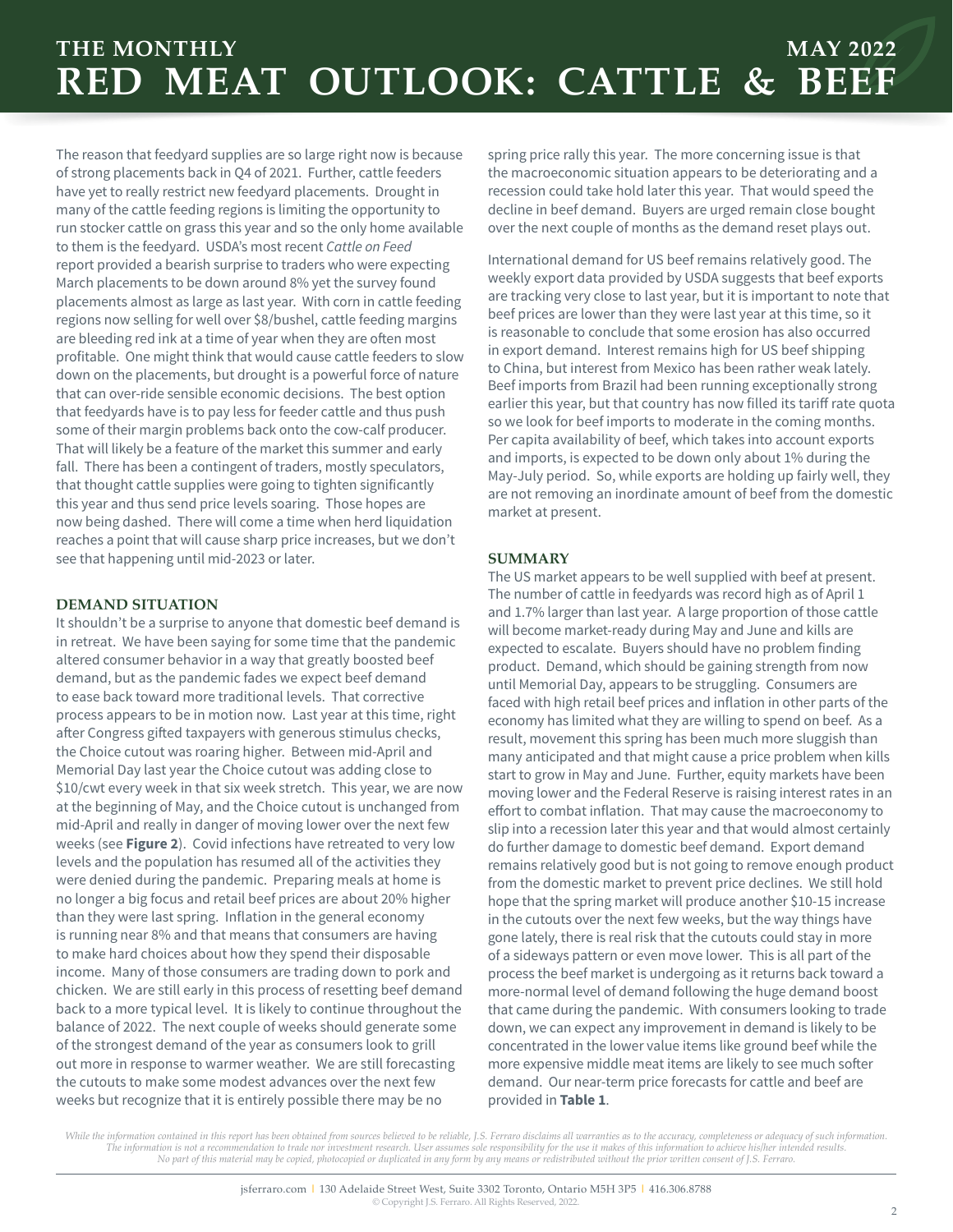The reason that feedyard supplies are so large right now is because of strong placements back in Q4 of 2021. Further, cattle feeders have yet to really restrict new feedyard placements. Drought in many of the cattle feeding regions is limiting the opportunity to run stocker cattle on grass this year and so the only home available to them is the feedyard. USDA's most recent *Cattle on Feed* report provided a bearish surprise to traders who were expecting March placements to be down around 8% yet the survey found placements almost as large as last year. With corn in cattle feeding regions now selling for well over $8/bushel, cattle feeding margins are bleeding red ink at a time of year when they are often most profitable. One might think that would cause cattle feeders to slow down on the placements, but drought is a powerful force of nature that can over-ride sensible economic decisions. The best option that feedyards have is to pay less for feeder cattle and thus push some of their margin problems back onto the cow-calf producer. That will likely be a feature of the market this summer and early fall. There has been a contingent of traders, mostly speculators, that thought cattle supplies were going to tighten significantly this year and thus send price levels soaring. Those hopes are now being dashed. There will come a time when herd liquidation reaches a point that will cause sharp price increases, but we don't see that happening until mid-2023 or later.

## DEMAND SITUATION

It shouldn't be a surprise to anyone that domestic beef demand is in retreat. We have been saying for some time that the pandemic altered consumer behavior in a way that greatly boosted beef demand, but as the pandemic fades we expect beef demand to ease back toward more traditional levels. That corrective process appears to be in motion now. Last year at this time, right after Congress gifted taxpayers with generous stimulus checks, the Choice cutout was roaring higher. Between mid-April and Memorial Day last year the Choice cutout was adding close to $10/cwt every week in that six week stretch. This year, we are now at the beginning of May, and the Choice cutout is unchanged from mid-April and really in danger of moving lower over the next few weeks (see **Figure 2**). Covid infections have retreated to very low levels and the population has resumed all of the activities they were denied during the pandemic. Preparing meals at home is no longer a big focus and retail beef prices are about 20% higher than they were last spring. Inflation in the general economy is running near 8% and that means that consumers are having to make hard choices about how they spend their disposable income. Many of those consumers are trading down to pork and chicken. We are still early in this process of resetting beef demand back to a more typical level. It is likely to continue throughout the balance of 2022. The next couple of weeks should generate some of the strongest demand of the year as consumers look to grill out more in response to warmer weather. We are still forecasting the cutouts to make some modest advances over the next few weeks but recognize that it is entirely possible there may be no spring price rally this year. The more concerning issue is that the macroeconomic situation appears to be deteriorating and a recession could take hold later this year. That would speed the decline in beef demand. Buyers are urged remain close bought over the next couple of months as the demand reset plays out.

International demand for US beef remains relatively good. The weekly export data provided by USDA suggests that beef exports are tracking very close to last year, but it is important to note that beef prices are lower than they were last year at this time, so it is reasonable to conclude that some erosion has also occurred in export demand. Interest remains high for US beef shipping to China, but interest from Mexico has been rather weak lately. Beef imports from Brazil had been running exceptionally strong earlier this year, but that country has now filled its tariff rate quota so we look for beef imports to moderate in the coming months. Per capita availability of beef, which takes into account exports and imports, is expected to be down only about 1% during the May-July period. So, while exports are holding up fairly well, they are not removing an inordinate amount of beef from the domestic market at present.

## SUMMARY

The US market appears to be well supplied with beef at present. The number of cattle in feedyards was record high as of April 1 and 1.7% larger than last year. A large proportion of those cattle will become market-ready during May and June and kills are expected to escalate. Buyers should have no problem finding product. Demand, which should be gaining strength from now until Memorial Day, appears to be struggling. Consumers are faced with high retail beef prices and inflation in other parts of the economy has limited what they are willing to spend on beef. As a result, movement this spring has been much more sluggish than many anticipated and that might cause a price problem when kills start to grow in May and June. Further, equity markets have been moving lower and the Federal Reserve is raising interest rates in an effort to combat inflation. That may cause the macroeconomy to slip into a recession later this year and that would almost certainly do further damage to domestic beef demand. Export demand remains relatively good but is not going to remove enough product from the domestic market to prevent price declines. We still hold hope that the spring market will produce another $10-15 increase in the cutouts over the next few weeks, but the way things have gone lately, there is real risk that the cutouts could stay in more of a sideways pattern or even move lower. This is all part of the process the beef market is undergoing as it returns back toward a more-normal level of demand following the huge demand boost that came during the pandemic. With consumers looking to trade down, we can expect any improvement in demand is likely to be concentrated in the lower value items like ground beef while the more expensive middle meat items are likely to see much softer demand. Our near-term price forecasts for cattle and beef are provided in **Table 1**.

*While the information contained in this report has been obtained from sources believed to be reliable, J.S. Ferraro disclaims all warranties as to the accuracy, completeness or adequacy of such information. The information is not a recommendation to trade nor investment research. User assumes sole responsibility for the use it makes of this information to achieve his/her intended results. No part of this material may be copied, photocopied or duplicated in any form by any means or redistributed without the prior written consent of J.S. Ferraro.*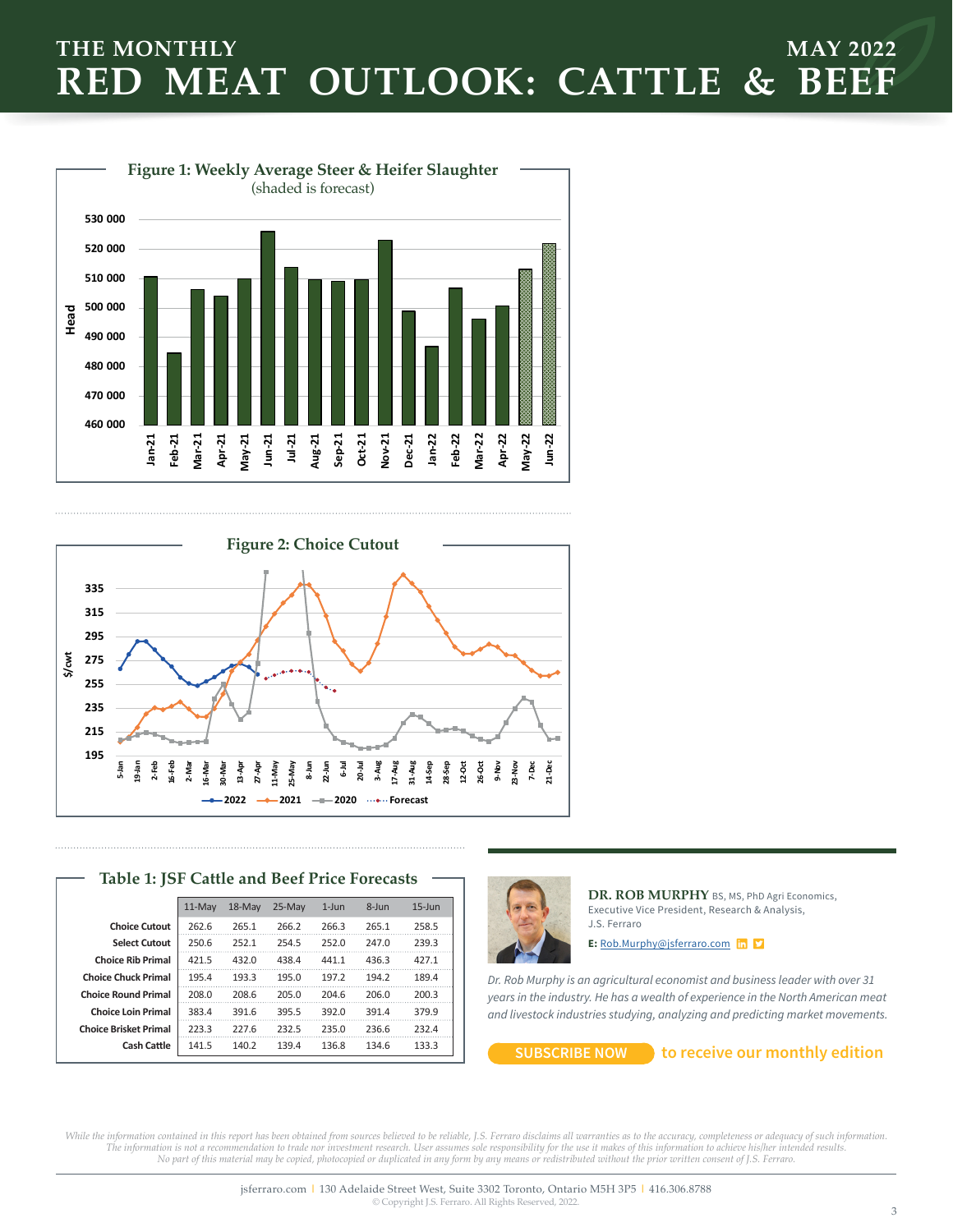# THE MONTHLY RED MEAT OUTLOOK: CATTLE & BEEF

MAY 2022

### Figure 1: Weekly Average Steer & Heifer Slaughter

(shaded is forecast)

Head

530 000
520 000
510 000
500 000
490 000
480 000
470 000
460 000

Jan-21, Feb-21, Mar-21, Apr-21, May-21, Jun-21, Jul-21, Aug-21, Sep-21, Oct-21, Nov-21, Dec-21, Jan-22, Feb-22, Mar-22, Apr-22, May-22, Jun-22

### Figure 2: Choice Cutout

$/cwt

335
315
295
275
255
235
215
195

5-Jan, 19-Jan, 2-Feb, 16-Feb, 2-Mar, 16-Mar, 30-Mar, 13-Apr, 27-Apr, 11-May, 25-May, 8-Jun, 22-Jun, 6-Jul, 20-Jul, 3-Aug, 17-Aug, 31-Aug, 14-Sep, 28-Sep, 12-Oct, 26-Oct, 9-Nov, 23-Nov, 7-Dec, 21-Dec

2022 · 2021 · 2020 · Forecast

### Table 1: JSF Cattle and Beef Price Forecasts

| | 11-May | 18-May | 25-May | 1-Jun | 8-Jun | 15-Jun |
|---|---|---|---|---|---|---|
| **Choice Cutout** | 262.6 | 265.1 | 266.2 | 266.3 | 265.1 | 258.5 |
| **Select Cutout** | 250.6 | 252.1 | 254.5 | 252.0 | 247.0 | 239.3 |
| **Choice Rib Primal** | 421.5 | 432.0 | 438.4 | 441.1 | 436.3 | 427.1 |
| **Choice Chuck Primal** | 195.4 | 193.3 | 195.0 | 197.2 | 194.2 | 189.4 |
| **Choice Round Primal** | 208.0 | 208.6 | 205.0 | 204.6 | 206.0 | 200.3 |
| **Choice Loin Primal** | 383.4 | 391.6 | 395.5 | 392.0 | 391.4 | 379.9 |
| **Choice Brisket Primal** | 223.3 | 227.6 | 232.5 | 235.0 | 236.6 | 232.4 |
| **Cash Cattle** | 141.5 | 140.2 | 139.4 | 136.8 | 134.6 | 133.3 |

**DR. ROB MURPHY** BS, MS, PhD Agri Economics,
Executive Vice President, Research & Analysis,
J.S. Ferraro

**E:** Rob.Murphy@jsferraro.com

*Dr. Rob Murphy is an agricultural economist and business leader with over 31 years in the industry. He has a wealth of experience in the North American meat and livestock industries studying, analyzing and predicting market movements.*

**SUBSCRIBE NOW** to receive our monthly edition

*While the information contained in this report has been obtained from sources believed to be reliable, J.S. Ferraro disclaims all warranties as to the accuracy, completeness or adequacy of such information. The information is not a recommendation to trade nor investment research. User assumes sole responsibility for the use it makes of this information to achieve his/her intended results. No part of this material may be copied, photocopied or duplicated in any form by any means or redistributed without the prior written consent of J.S. Ferraro.*

jsferraro.com | 130 Adelaide Street West, Suite 3302 Toronto, Ontario M5H 3P5 | 416.306.8788

© Copyright J.S. Ferraro. All Rights Reserved, 2022.